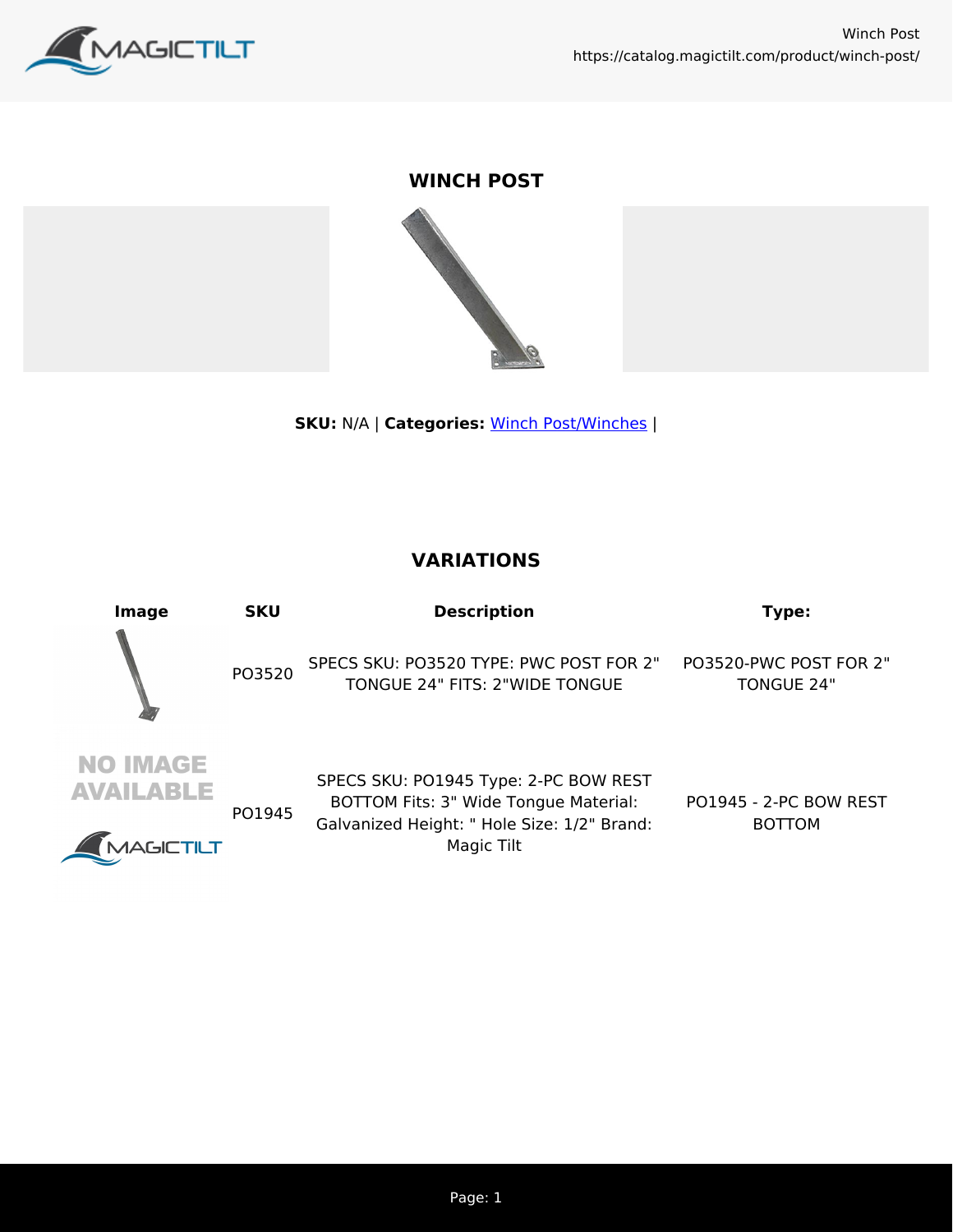# WINCH POST

**SKU:** N/A | **Categories:** Winch Post/Winches |

## VARIATIONS

| Image | SKU | Description | Type: |
| --- | --- | --- | --- |
| | PO3520 | SPECS SKU: PO3520 TYPE: PWC POST FOR 2" TONGUE 24" FITS: 2"WIDE TONGUE | PO3520-PWC POST FOR 2" TONGUE 24" |
| NO IMAGE AVAILABLE | PO1945 | SPECS SKU: PO1945 Type: 2-PC BOW REST BOTTOM Fits: 3" Wide Tongue Material: Galvanized Height: " Hole Size: 1/2" Brand: Magic Tilt | PO1945 - 2-PC BOW REST BOTTOM |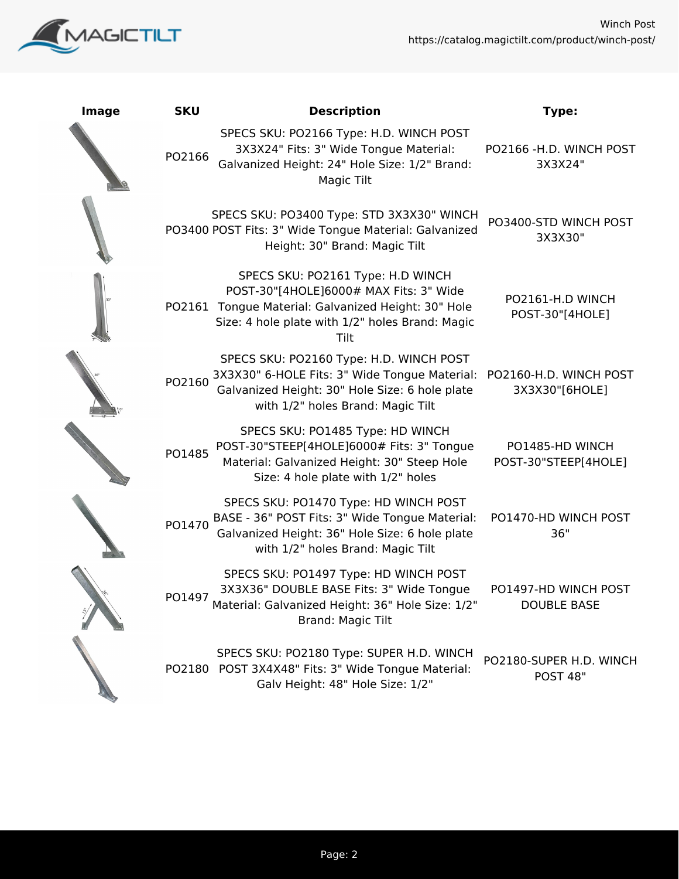| Image | SKU | Description | Type: |
|---|---|---|---|
| | PO2166 | SPECS SKU: PO2166 Type: H.D. WINCH POST 3X3X24" Fits: 3" Wide Tongue Material: Galvanized Height: 24" Hole Size: 1/2" Brand: Magic Tilt | PO2166 -H.D. WINCH POST 3X3X24" |
| | PO3400 | SPECS SKU: PO3400 Type: STD 3X3X30" WINCH POST Fits: 3" Wide Tongue Material: Galvanized Height: 30" Brand: Magic Tilt | PO3400-STD WINCH POST 3X3X30" |
| | PO2161 | SPECS SKU: PO2161 Type: H.D WINCH POST-30"[4HOLE]6000# MAX Fits: 3" Wide Tongue Material: Galvanized Height: 30" Hole Size: 4 hole plate with 1/2" holes Brand: Magic Tilt | PO2161-H.D WINCH POST-30"[4HOLE] |
| | PO2160 | SPECS SKU: PO2160 Type: H.D. WINCH POST 3X3X30" 6-HOLE Fits: 3" Wide Tongue Material: Galvanized Height: 30" Hole Size: 6 hole plate with 1/2" holes Brand: Magic Tilt | PO2160-H.D. WINCH POST 3X3X30"[6HOLE] |
| | PO1485 | SPECS SKU: PO1485 Type: HD WINCH POST-30"STEEP[4HOLE]6000# Fits: 3" Tongue Material: Galvanized Height: 30" Steep Hole Size: 4 hole plate with 1/2" holes | PO1485-HD WINCH POST-30"STEEP[4HOLE] |
| | PO1470 | SPECS SKU: PO1470 Type: HD WINCH POST BASE - 36" POST Fits: 3" Wide Tongue Material: Galvanized Height: 36" Hole Size: 6 hole plate with 1/2" holes Brand: Magic Tilt | PO1470-HD WINCH POST 36" |
| | PO1497 | SPECS SKU: PO1497 Type: HD WINCH POST 3X3X36" DOUBLE BASE Fits: 3" Wide Tongue Material: Galvanized Height: 36" Hole Size: 1/2" Brand: Magic Tilt | PO1497-HD WINCH POST DOUBLE BASE |
| | PO2180 | SPECS SKU: PO2180 Type: SUPER H.D. WINCH POST 3X4X48" Fits: 3" Wide Tongue Material: Galv Height: 48" Hole Size: 1/2" | PO2180-SUPER H.D. WINCH POST 48" |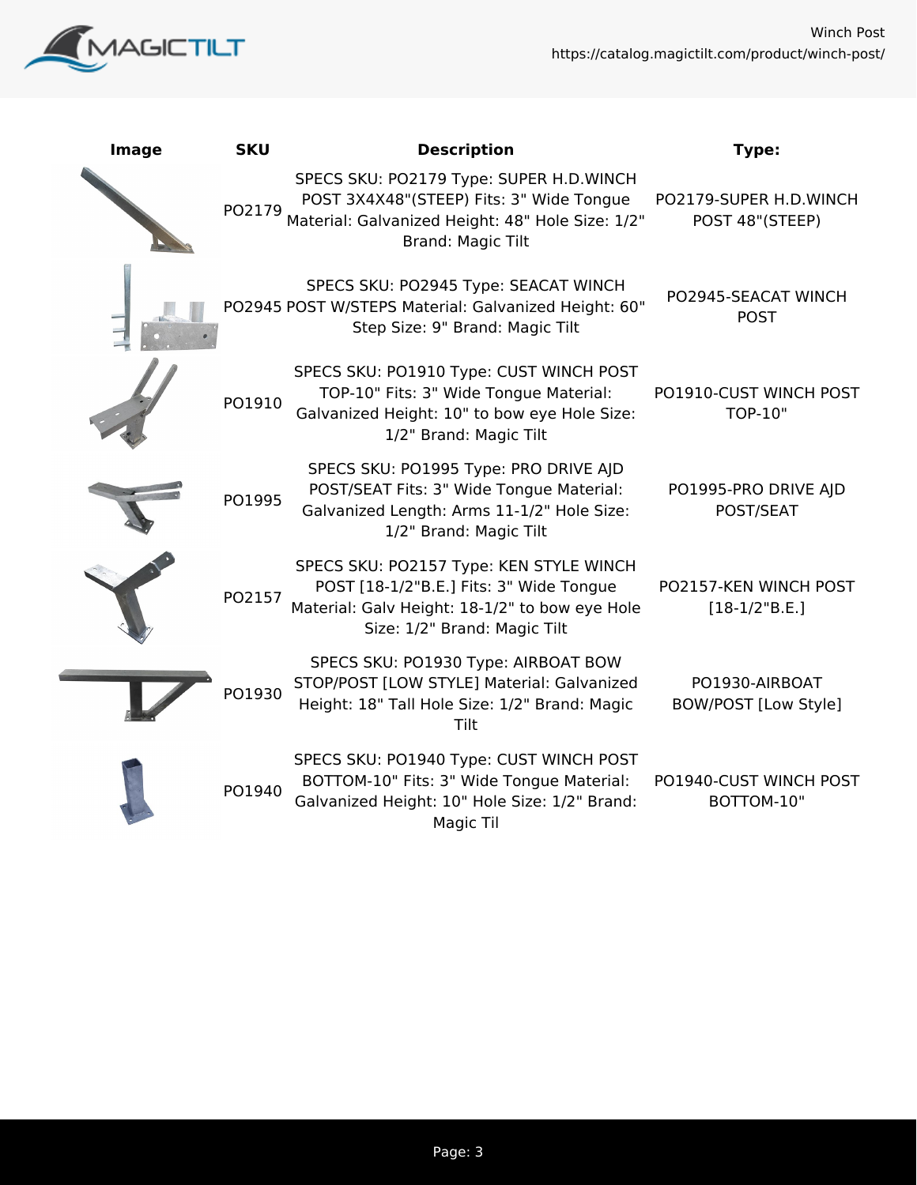| Image | SKU | Description | Type: |
| --- | --- | --- | --- |
| | PO2179 | SPECS SKU: PO2179 Type: SUPER H.D.WINCH POST 3X4X48"(STEEP) Fits: 3" Wide Tongue Material: Galvanized Height: 48" Hole Size: 1/2" Brand: Magic Tilt | PO2179-SUPER H.D.WINCH POST 48"(STEEP) |
| | PO2945 | SPECS SKU: PO2945 Type: SEACAT WINCH POST W/STEPS Material: Galvanized Height: 60" Step Size: 9" Brand: Magic Tilt | PO2945-SEACAT WINCH POST |
| | PO1910 | SPECS SKU: PO1910 Type: CUST WINCH POST TOP-10" Fits: 3" Wide Tongue Material: Galvanized Height: 10" to bow eye Hole Size: 1/2" Brand: Magic Tilt | PO1910-CUST WINCH POST TOP-10" |
| | PO1995 | SPECS SKU: PO1995 Type: PRO DRIVE AJD POST/SEAT Fits: 3" Wide Tongue Material: Galvanized Length: Arms 11-1/2" Hole Size: 1/2" Brand: Magic Tilt | PO1995-PRO DRIVE AJD POST/SEAT |
| | PO2157 | SPECS SKU: PO2157 Type: KEN STYLE WINCH POST [18-1/2"B.E.] Fits: 3" Wide Tongue Material: Galv Height: 18-1/2" to bow eye Hole Size: 1/2" Brand: Magic Tilt | PO2157-KEN WINCH POST [18-1/2"B.E.] |
| | PO1930 | SPECS SKU: PO1930 Type: AIRBOAT BOW STOP/POST [LOW STYLE] Material: Galvanized Height: 18" Tall Hole Size: 1/2" Brand: Magic Tilt | PO1930-AIRBOAT BOW/POST [Low Style] |
| | PO1940 | SPECS SKU: PO1940 Type: CUST WINCH POST BOTTOM-10" Fits: 3" Wide Tongue Material: Galvanized Height: 10" Hole Size: 1/2" Brand: Magic Til | PO1940-CUST WINCH POST BOTTOM-10" |